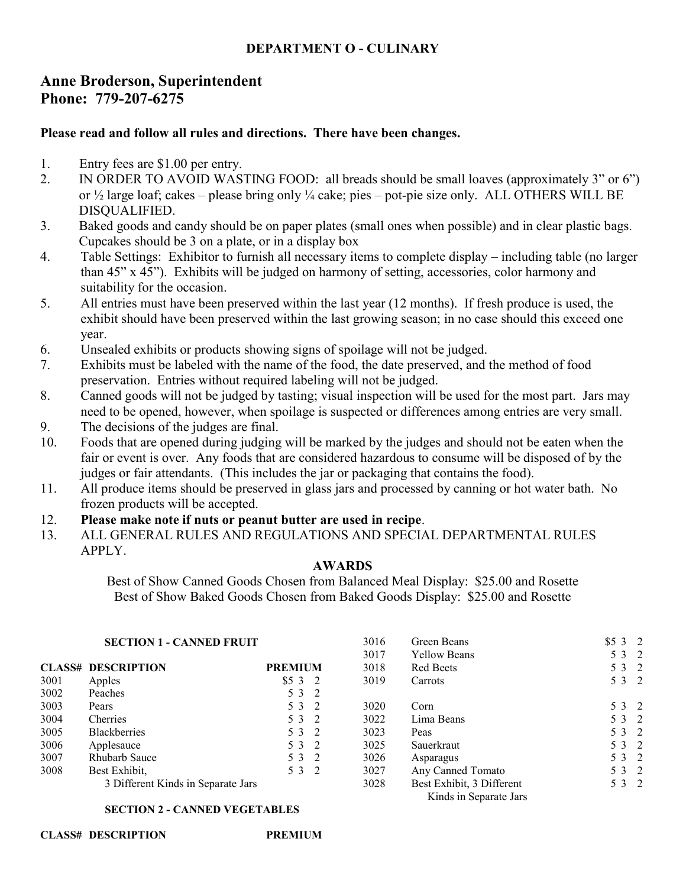# DEPARTMENT O - CULINARY

## Anne Broderson, Superintendent
## Phone: 779-207-6275

**Please read and follow all rules and directions. There have been changes.**

1. Entry fees are $1.00 per entry.
2. IN ORDER TO AVOID WASTING FOOD: all breads should be small loaves (approximately 3" or 6") or ½ large loaf; cakes – please bring only ¼ cake; pies – pot-pie size only. ALL OTHERS WILL BE DISQUALIFIED.
3. Baked goods and candy should be on paper plates (small ones when possible) and in clear plastic bags. Cupcakes should be 3 on a plate, or in a display box
4. Table Settings: Exhibitor to furnish all necessary items to complete display – including table (no larger than 45" x 45"). Exhibits will be judged on harmony of setting, accessories, color harmony and suitability for the occasion.
5. All entries must have been preserved within the last year (12 months). If fresh produce is used, the exhibit should have been preserved within the last growing season; in no case should this exceed one year.
6. Unsealed exhibits or products showing signs of spoilage will not be judged.
7. Exhibits must be labeled with the name of the food, the date preserved, and the method of food preservation. Entries without required labeling will not be judged.
8. Canned goods will not be judged by tasting; visual inspection will be used for the most part. Jars may need to be opened, however, when spoilage is suspected or differences among entries are very small.
9. The decisions of the judges are final.
10. Foods that are opened during judging will be marked by the judges and should not be eaten when the fair or event is over. Any foods that are considered hazardous to consume will be disposed of by the judges or fair attendants. (This includes the jar or packaging that contains the food).
11. All produce items should be preserved in glass jars and processed by canning or hot water bath. No frozen products will be accepted.
12. **Please make note if nuts or peanut butter are used in recipe**.
13. ALL GENERAL RULES AND REGULATIONS AND SPECIAL DEPARTMENTAL RULES APPLY.

**AWARDS**

Best of Show Canned Goods Chosen from Balanced Meal Display: $25.00 and Rosette
Best of Show Baked Goods Chosen from Baked Goods Display: $25.00 and Rosette

**SECTION 1 - CANNED FRUIT**

| CLASS# | DESCRIPTION | PREMIUM |
|---|---|---|
| 3001 | Apples | $5 3 2 |
| 3002 | Peaches | 5 3 2 |
| 3003 | Pears | 5 3 2 |
| 3004 | Cherries | 5 3 2 |
| 3005 | Blackberries | 5 3 2 |
| 3006 | Applesauce | 5 3 2 |
| 3007 | Rhubarb Sauce | 5 3 2 |
| 3008 | Best Exhibit, 3 Different Kinds in Separate Jars | 5 3 2 |

**SECTION 2 - CANNED VEGETABLES**

| CLASS# | DESCRIPTION | PREMIUM |
|---|---|---|
| 3016 | Green Beans | $5 3 2 |
| 3017 | Yellow Beans | 5 3 2 |
| 3018 | Red Beets | 5 3 2 |
| 3019 | Carrots | 5 3 2 |
| 3020 | Corn | 5 3 2 |
| 3022 | Lima Beans | 5 3 2 |
| 3023 | Peas | 5 3 2 |
| 3025 | Sauerkraut | 5 3 2 |
| 3026 | Asparagus | 5 3 2 |
| 3027 | Any Canned Tomato | 5 3 2 |
| 3028 | Best Exhibit, 3 Different Kinds in Separate Jars | 5 3 2 |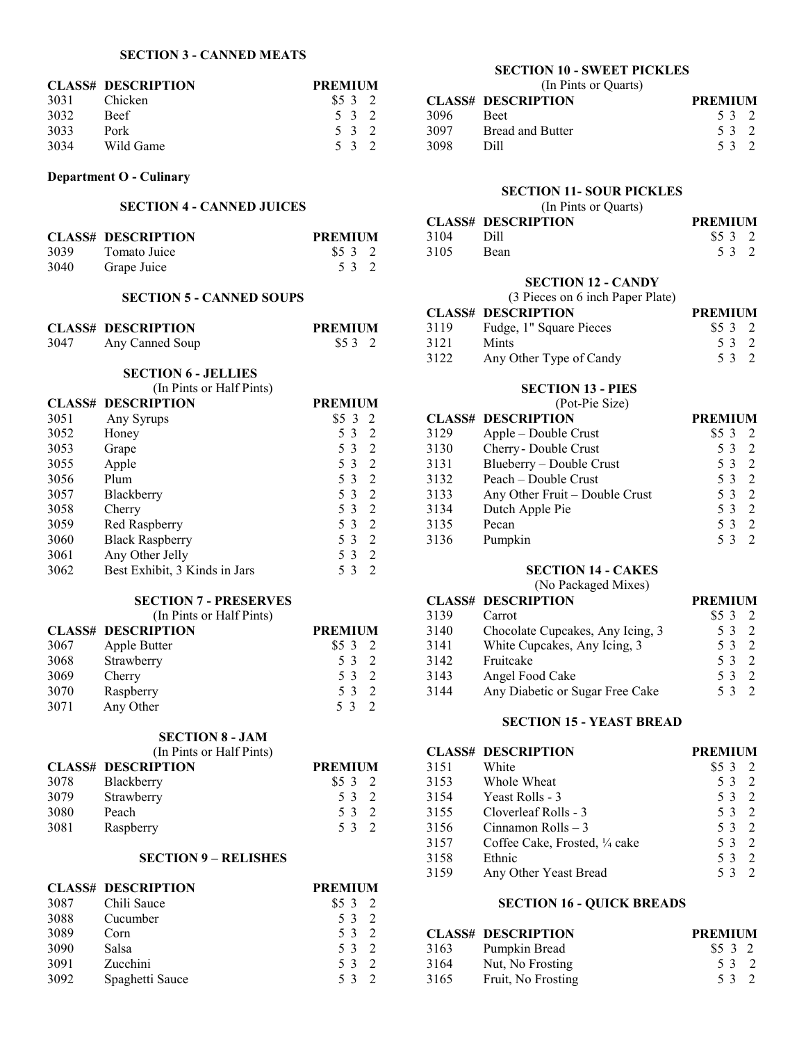### SECTION 3 - CANNED MEATS

| CLASS# | DESCRIPTION | PREMIUM |
|---|---|---|
| 3031 | Chicken | $5 3 2 |
| 3032 | Beef | 5 3 2 |
| 3033 | Pork | 5 3 2 |
| 3034 | Wild Game | 5 3 2 |

## Department O - Culinary

### SECTION 4 - CANNED JUICES

| CLASS# | DESCRIPTION | PREMIUM |
|---|---|---|
| 3039 | Tomato Juice | $5 3 2 |
| 3040 | Grape Juice | 5 3 2 |

### SECTION 5 - CANNED SOUPS

| CLASS# | DESCRIPTION | PREMIUM |
|---|---|---|
| 3047 | Any Canned Soup | $5 3 2 |

### SECTION 6 - JELLIES

(In Pints or Half Pints)

| CLASS# | DESCRIPTION | PREMIUM |
|---|---|---|
| 3051 | Any Syrups | $5 3 2 |
| 3052 | Honey | 5 3 2 |
| 3053 | Grape | 5 3 2 |
| 3055 | Apple | 5 3 2 |
| 3056 | Plum | 5 3 2 |
| 3057 | Blackberry | 5 3 2 |
| 3058 | Cherry | 5 3 2 |
| 3059 | Red Raspberry | 5 3 2 |
| 3060 | Black Raspberry | 5 3 2 |
| 3061 | Any Other Jelly | 5 3 2 |
| 3062 | Best Exhibit, 3 Kinds in Jars | 5 3 2 |

### SECTION 7 - PRESERVES

(In Pints or Half Pints)

| CLASS# | DESCRIPTION | PREMIUM |
|---|---|---|
| 3067 | Apple Butter | $5 3 2 |
| 3068 | Strawberry | 5 3 2 |
| 3069 | Cherry | 5 3 2 |
| 3070 | Raspberry | 5 3 2 |
| 3071 | Any Other | 5 3 2 |

### SECTION 8 - JAM

(In Pints or Half Pints)

| CLASS# | DESCRIPTION | PREMIUM |
|---|---|---|
| 3078 | Blackberry | $5 3 2 |
| 3079 | Strawberry | 5 3 2 |
| 3080 | Peach | 5 3 2 |
| 3081 | Raspberry | 5 3 2 |

### SECTION 9 – RELISHES

| CLASS# | DESCRIPTION | PREMIUM |
|---|---|---|
| 3087 | Chili Sauce | $5 3 2 |
| 3088 | Cucumber | 5 3 2 |
| 3089 | Corn | 5 3 2 |
| 3090 | Salsa | 5 3 2 |
| 3091 | Zucchini | 5 3 2 |
| 3092 | Spaghetti Sauce | 5 3 2 |

### SECTION 10 - SWEET PICKLES

(In Pints or Quarts)

| CLASS# | DESCRIPTION | PREMIUM |
|---|---|---|
| 3096 | Beet | 5 3 2 |
| 3097 | Bread and Butter | 5 3 2 |
| 3098 | Dill | 5 3 2 |

### SECTION 11- SOUR PICKLES

(In Pints or Quarts)

| CLASS# | DESCRIPTION | PREMIUM |
|---|---|---|
| 3104 | Dill | $5 3 2 |
| 3105 | Bean | 5 3 2 |

### SECTION 12 - CANDY

(3 Pieces on 6 inch Paper Plate)

| CLASS# | DESCRIPTION | PREMIUM |
|---|---|---|
| 3119 | Fudge, 1" Square Pieces | $5 3 2 |
| 3121 | Mints | 5 3 2 |
| 3122 | Any Other Type of Candy | 5 3 2 |

### SECTION 13 - PIES

(Pot-Pie Size)

| CLASS# | DESCRIPTION | PREMIUM |
|---|---|---|
| 3129 | Apple – Double Crust | $5 3 2 |
| 3130 | Cherry - Double Crust | 5 3 2 |
| 3131 | Blueberry – Double Crust | 5 3 2 |
| 3132 | Peach – Double Crust | 5 3 2 |
| 3133 | Any Other Fruit – Double Crust | 5 3 2 |
| 3134 | Dutch Apple Pie | 5 3 2 |
| 3135 | Pecan | 5 3 2 |
| 3136 | Pumpkin | 5 3 2 |

### SECTION 14 - CAKES

(No Packaged Mixes)

| CLASS# | DESCRIPTION | PREMIUM |
|---|---|---|
| 3139 | Carrot | $5 3 2 |
| 3140 | Chocolate Cupcakes, Any Icing, 3 | 5 3 2 |
| 3141 | White Cupcakes, Any Icing, 3 | 5 3 2 |
| 3142 | Fruitcake | 5 3 2 |
| 3143 | Angel Food Cake | 5 3 2 |
| 3144 | Any Diabetic or Sugar Free Cake | 5 3 2 |

### SECTION 15 - YEAST BREAD

| CLASS# | DESCRIPTION | PREMIUM |
|---|---|---|
| 3151 | White | $5 3 2 |
| 3153 | Whole Wheat | 5 3 2 |
| 3154 | Yeast Rolls - 3 | 5 3 2 |
| 3155 | Cloverleaf Rolls - 3 | 5 3 2 |
| 3156 | Cinnamon Rolls – 3 | 5 3 2 |
| 3157 | Coffee Cake, Frosted, ¼ cake | 5 3 2 |
| 3158 | Ethnic | 5 3 2 |
| 3159 | Any Other Yeast Bread | 5 3 2 |

### SECTION 16 - QUICK BREADS

| CLASS# | DESCRIPTION | PREMIUM |
|---|---|---|
| 3163 | Pumpkin Bread | $5 3 2 |
| 3164 | Nut, No Frosting | 5 3 2 |
| 3165 | Fruit, No Frosting | 5 3 2 |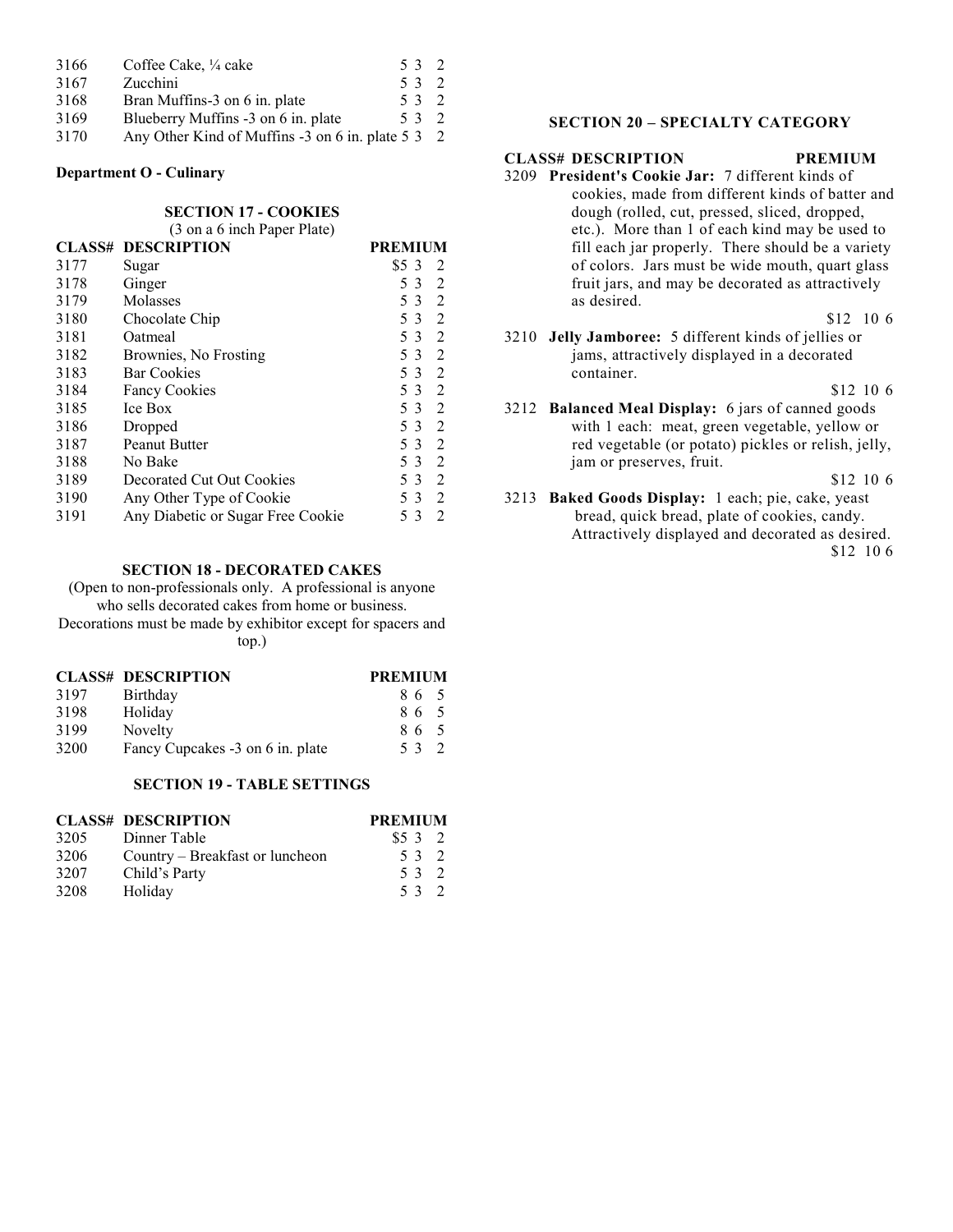| | | |
|---|---|---|
| 3166 | Coffee Cake, ¼ cake | 5 3 2 |
| 3167 | Zucchini | 5 3 2 |
| 3168 | Bran Muffins-3 on 6 in. plate | 5 3 2 |
| 3169 | Blueberry Muffins -3 on 6 in. plate | 5 3 2 |
| 3170 | Any Other Kind of Muffins -3 on 6 in. plate | 5 3 2 |

**Department O - Culinary**

### SECTION 17 - COOKIES

(3 on a 6 inch Paper Plate)

| CLASS# | DESCRIPTION | PREMIUM |
|---|---|---|
| 3177 | Sugar | $5 3 2 |
| 3178 | Ginger | 5 3 2 |
| 3179 | Molasses | 5 3 2 |
| 3180 | Chocolate Chip | 5 3 2 |
| 3181 | Oatmeal | 5 3 2 |
| 3182 | Brownies, No Frosting | 5 3 2 |
| 3183 | Bar Cookies | 5 3 2 |
| 3184 | Fancy Cookies | 5 3 2 |
| 3185 | Ice Box | 5 3 2 |
| 3186 | Dropped | 5 3 2 |
| 3187 | Peanut Butter | 5 3 2 |
| 3188 | No Bake | 5 3 2 |
| 3189 | Decorated Cut Out Cookies | 5 3 2 |
| 3190 | Any Other Type of Cookie | 5 3 2 |
| 3191 | Any Diabetic or Sugar Free Cookie | 5 3 2 |

### SECTION 18 - DECORATED CAKES

(Open to non-professionals only. A professional is anyone who sells decorated cakes from home or business. Decorations must be made by exhibitor except for spacers and top.)

| CLASS# | DESCRIPTION | PREMIUM |
|---|---|---|
| 3197 | Birthday | 8 6 5 |
| 3198 | Holiday | 8 6 5 |
| 3199 | Novelty | 8 6 5 |
| 3200 | Fancy Cupcakes -3 on 6 in. plate | 5 3 2 |

### SECTION 19 - TABLE SETTINGS

| CLASS# | DESCRIPTION | PREMIUM |
|---|---|---|
| 3205 | Dinner Table | $5 3 2 |
| 3206 | Country – Breakfast or luncheon | 5 3 2 |
| 3207 | Child's Party | 5 3 2 |
| 3208 | Holiday | 5 3 2 |

### SECTION 20 – SPECIALTY CATEGORY

| CLASS# | DESCRIPTION | PREMIUM |
|---|---|---|
| 3209 | **President's Cookie Jar:** 7 different kinds of cookies, made from different kinds of batter and dough (rolled, cut, pressed, sliced, dropped, etc.). More than 1 of each kind may be used to fill each jar properly. There should be a variety of colors. Jars must be wide mouth, quart glass fruit jars, and may be decorated as attractively as desired. | $12 10 6 |
| 3210 | **Jelly Jamboree:** 5 different kinds of jellies or jams, attractively displayed in a decorated container. | $12 10 6 |
| 3212 | **Balanced Meal Display:** 6 jars of canned goods with 1 each: meat, green vegetable, yellow or red vegetable (or potato) pickles or relish, jelly, jam or preserves, fruit. | $12 10 6 |
| 3213 | **Baked Goods Display:** 1 each; pie, cake, yeast bread, quick bread, plate of cookies, candy. Attractively displayed and decorated as desired. | $12 10 6 |